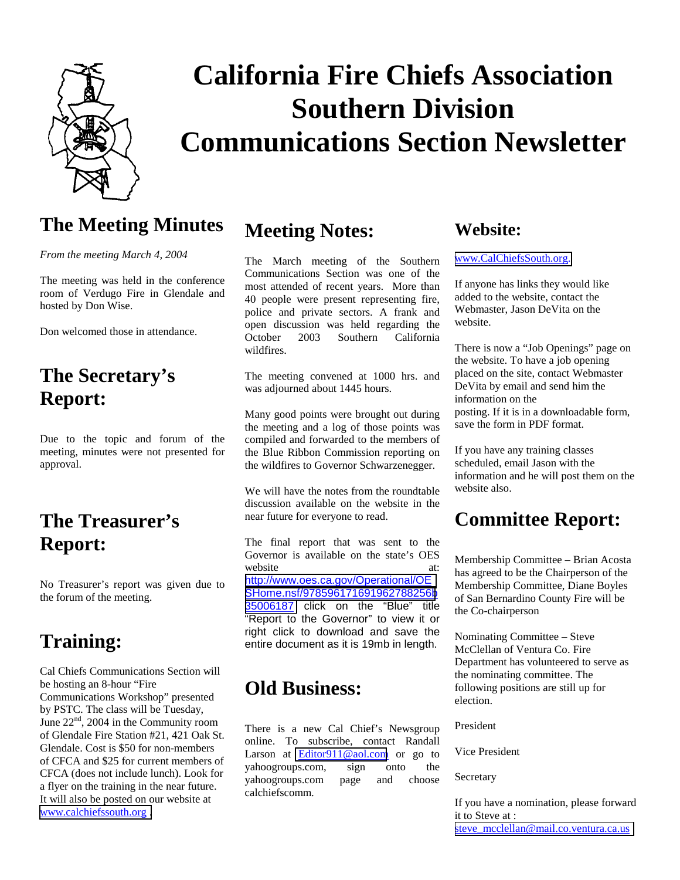# California Fire Chiefs Association Southern Division Communications Section Newsletter

## The Meeting Minutes

*From the meeting March 4, 2004*

The meeting was held in the conference room of Verdugo Fire in Glendale and hosted by Don Wise.

Don welcomed those in attendance.

## The Secretary's Report:

Due to the topic and forum of the meeting, minutes were not presented for approval.

## The Treasurer's Report:

No Treasurer's report was given due to the forum of the meeting.

## Training:

Cal Chiefs Communications Section will be hosting an 8-hour "Fire Communications Workshop" presented by PSTC. The class will be Tuesday, June 22nd, 2004 in the Community room of Glendale Fire Station #21, 421 Oak St. Glendale. Cost is $50 for non-members of CFCA and $25 for current members of CFCA (does not include lunch). Look for a flyer on the training in the near future. It will also be posted on our website at www.calchiefssouth.org .

## Meeting Notes:

The March meeting of the Southern Communications Section was one of the most attended of recent years. More than 40 people were present representing fire, police and private sectors. A frank and open discussion was held regarding the October 2003 Southern California wildfires.

The meeting convened at 1000 hrs. and was adjourned about 1445 hours.

Many good points were brought out during the meeting and a log of those points was compiled and forwarded to the members of the Blue Ribbon Commission reporting on the wildfires to Governor Schwarzenegger.

We will have the notes from the roundtable discussion available on the website in the near future for everyone to read.

The final report that was sent to the Governor is available on the state's OES website at: http://www.oes.ca.gov/Operational/OESHome.nsf/978596171691962788256b35006187 click on the "Blue" title "Report to the Governor" to view it or right click to download and save the entire document as it is 19mb in length.

## Old Business:

There is a new Cal Chief's Newsgroup online. To subscribe, contact Randall Larson at Editor911@aol.com or go to yahoogroups.com, sign onto the yahoogroups.com page and choose calchiefscomm.

## Website:

www.CalChiefsSouth.org.

If anyone has links they would like added to the website, contact the Webmaster, Jason DeVita on the website.

There is now a "Job Openings" page on the website. To have a job opening placed on the site, contact Webmaster DeVita by email and send him the information on the posting. If it is in a downloadable form, save the form in PDF format.

If you have any training classes scheduled, email Jason with the information and he will post them on the website also.

## Committee Report:

Membership Committee – Brian Acosta has agreed to be the Chairperson of the Membership Committee, Diane Boyles of San Bernardino County Fire will be the Co-chairperson

Nominating Committee – Steve McClellan of Ventura Co. Fire Department has volunteered to serve as the nominating committee. The following positions are still up for election.

President

Vice President

Secretary

If you have a nomination, please forward it to Steve at : steve_mcclellan@mail.co.ventura.ca.us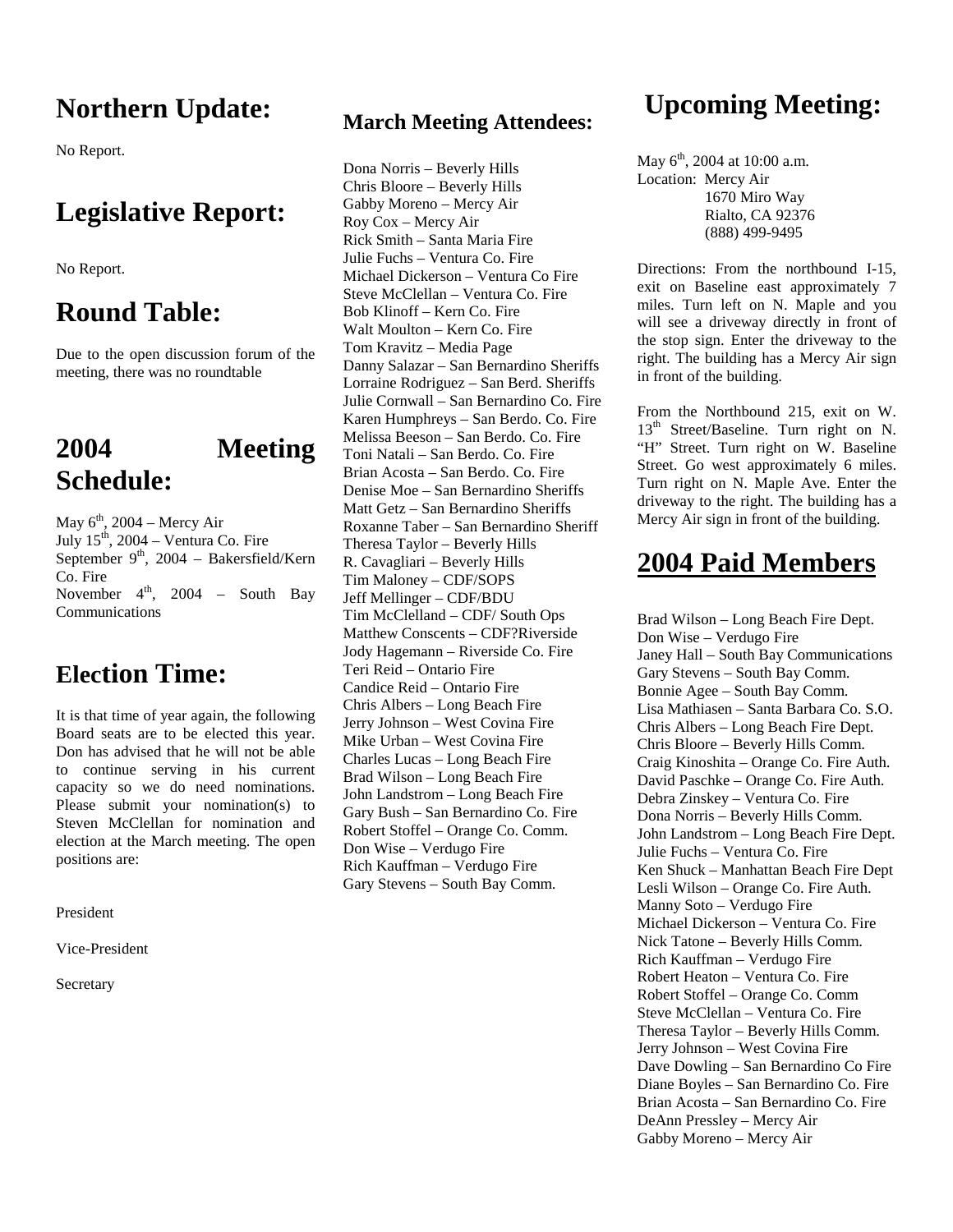## Northern Update:

No Report.

## Legislative Report:

No Report.

## Round Table:

Due to the open discussion forum of the meeting, there was no roundtable

## 2004 Meeting Schedule:

May 6th, 2004 – Mercy Air
July 15th, 2004 – Ventura Co. Fire
September 9th, 2004 – Bakersfield/Kern Co. Fire
November 4th, 2004 – South Bay Communications

## Election Time:

It is that time of year again, the following Board seats are to be elected this year. Don has advised that he will not be able to continue serving in his current capacity so we do need nominations. Please submit your nomination(s) to Steven McClellan for nomination and election at the March meeting. The open positions are:

President

Vice-President

Secretary

### March Meeting Attendees:

Dona Norris – Beverly Hills
Chris Bloore – Beverly Hills
Gabby Moreno – Mercy Air
Roy Cox – Mercy Air
Rick Smith – Santa Maria Fire
Julie Fuchs – Ventura Co. Fire
Michael Dickerson – Ventura Co Fire
Steve McClellan – Ventura Co. Fire
Bob Klinoff – Kern Co. Fire
Walt Moulton – Kern Co. Fire
Tom Kravitz – Media Page
Danny Salazar – San Bernardino Sheriffs
Lorraine Rodriguez – San Berd. Sheriffs
Julie Cornwall – San Bernardino Co. Fire
Karen Humphreys – San Berdo. Co. Fire
Melissa Beeson – San Berdo. Co. Fire
Toni Natali – San Berdo. Co. Fire
Brian Acosta – San Berdo. Co. Fire
Denise Moe – San Bernardino Sheriffs
Matt Getz – San Bernardino Sheriffs
Roxanne Taber – San Bernardino Sheriff
Theresa Taylor – Beverly Hills
R. Cavagliari – Beverly Hills
Tim Maloney – CDF/SOPS
Jeff Mellinger – CDF/BDU
Tim McClelland – CDF/ South Ops
Matthew Conscents – CDF?Riverside
Jody Hagemann – Riverside Co. Fire
Teri Reid – Ontario Fire
Candice Reid – Ontario Fire
Chris Albers – Long Beach Fire
Jerry Johnson – West Covina Fire
Mike Urban – West Covina Fire
Charles Lucas – Long Beach Fire
Brad Wilson – Long Beach Fire
John Landstrom – Long Beach Fire
Gary Bush – San Bernardino Co. Fire
Robert Stoffel – Orange Co. Comm.
Don Wise – Verdugo Fire
Rich Kauffman – Verdugo Fire
Gary Stevens – South Bay Comm.

## Upcoming Meeting:

May 6th, 2004 at 10:00 a.m.
Location: Mercy Air
1670 Miro Way
Rialto, CA 92376
(888) 499-9495

Directions: From the northbound I-15, exit on Baseline east approximately 7 miles. Turn left on N. Maple and you will see a driveway directly in front of the stop sign. Enter the driveway to the right. The building has a Mercy Air sign in front of the building.

From the Northbound 215, exit on W. 13th Street/Baseline. Turn right on N. "H" Street. Turn right on W. Baseline Street. Go west approximately 6 miles. Turn right on N. Maple Ave. Enter the driveway to the right. The building has a Mercy Air sign in front of the building.

## 2004 Paid Members

Brad Wilson – Long Beach Fire Dept.
Don Wise – Verdugo Fire
Janey Hall – South Bay Communications
Gary Stevens – South Bay Comm.
Bonnie Agee – South Bay Comm.
Lisa Mathiasen – Santa Barbara Co. S.O.
Chris Albers – Long Beach Fire Dept.
Chris Bloore – Beverly Hills Comm.
Craig Kinoshita – Orange Co. Fire Auth.
David Paschke – Orange Co. Fire Auth.
Debra Zinskey – Ventura Co. Fire
Dona Norris – Beverly Hills Comm.
John Landstrom – Long Beach Fire Dept.
Julie Fuchs – Ventura Co. Fire
Ken Shuck – Manhattan Beach Fire Dept
Lesli Wilson – Orange Co. Fire Auth.
Manny Soto – Verdugo Fire
Michael Dickerson – Ventura Co. Fire
Nick Tatone – Beverly Hills Comm.
Rich Kauffman – Verdugo Fire
Robert Heaton – Ventura Co. Fire
Robert Stoffel – Orange Co. Comm
Steve McClellan – Ventura Co. Fire
Theresa Taylor – Beverly Hills Comm.
Jerry Johnson – West Covina Fire
Dave Dowling – San Bernardino Co Fire
Diane Boyles – San Bernardino Co. Fire
Brian Acosta – San Bernardino Co. Fire
DeAnn Pressley – Mercy Air
Gabby Moreno – Mercy Air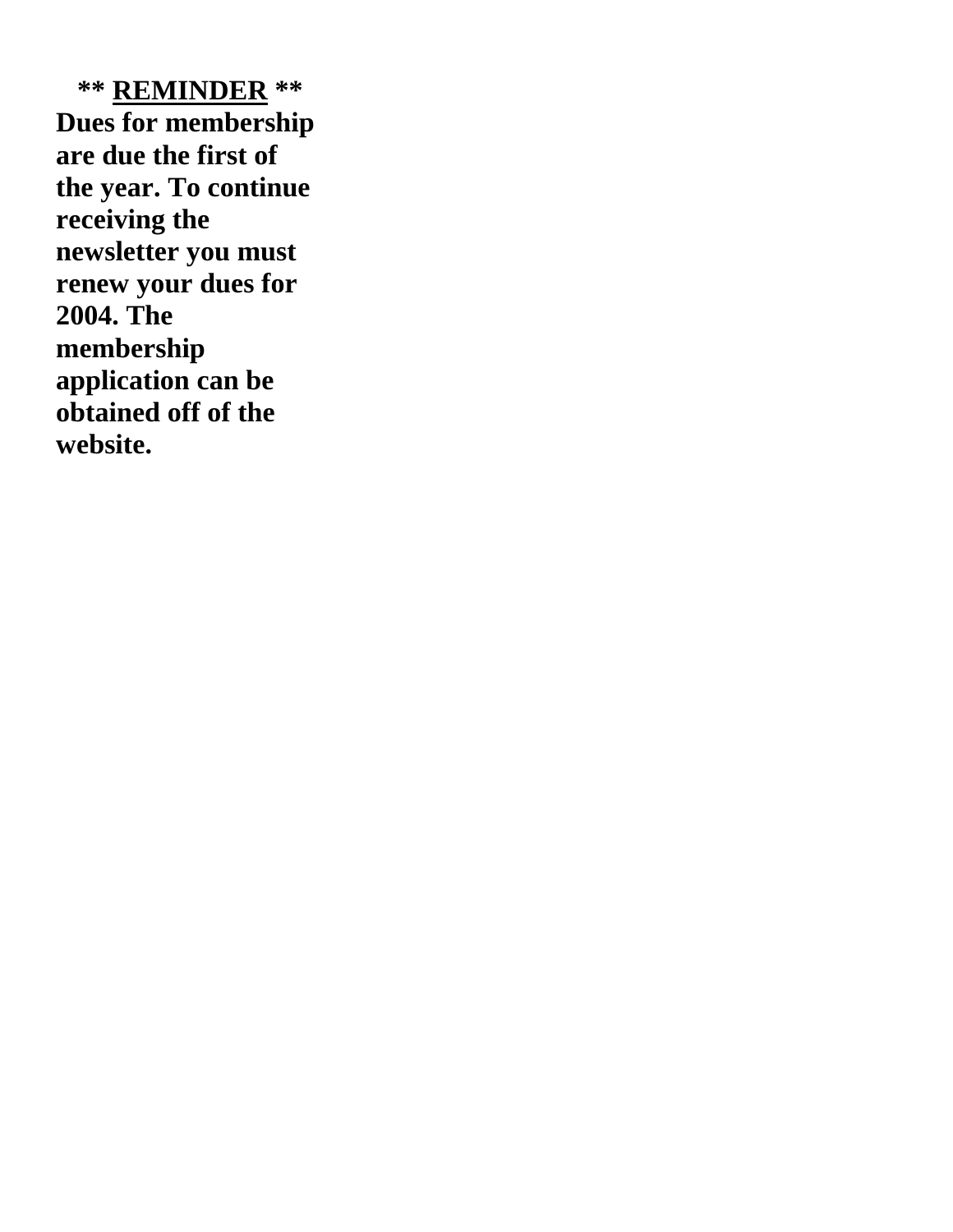**\*\* <u>REMINDER</u> \*\***

**Dues for membership are due the first of the year. To continue receiving the newsletter you must renew your dues for 2004. The membership application can be obtained off of the website.**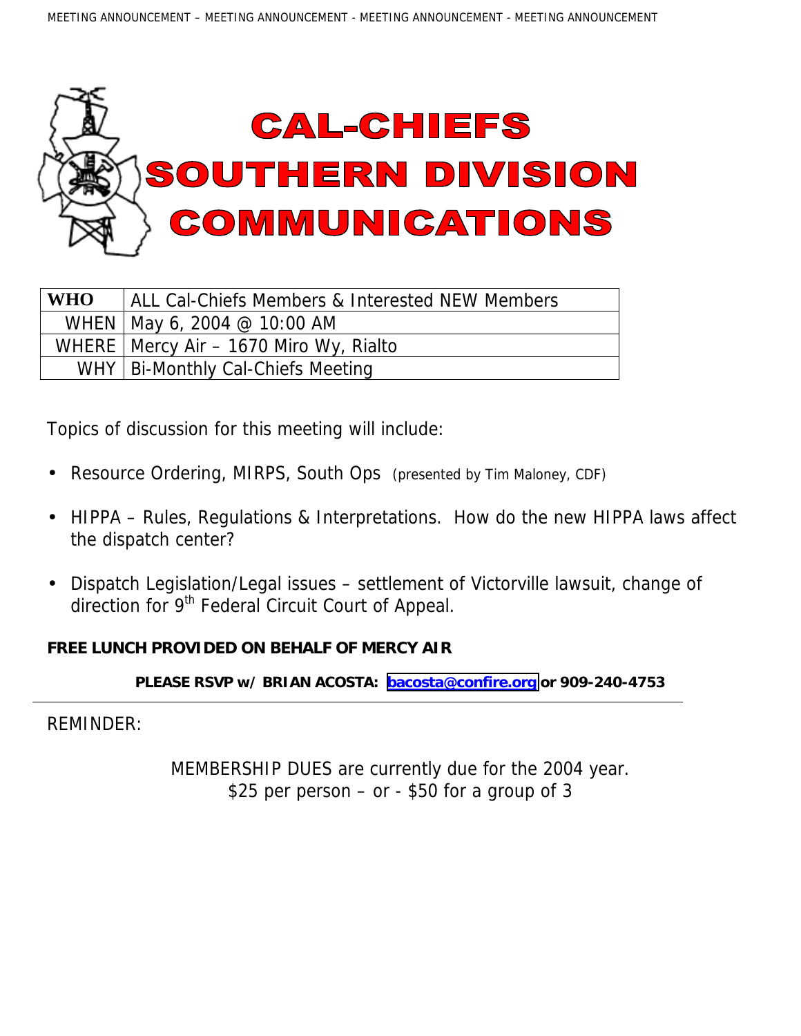MEETING ANNOUNCEMENT – MEETING ANNOUNCEMENT - MEETING ANNOUNCEMENT - MEETING ANNOUNCEMENT

# CAL-CHIEFS SOUTHERN DIVISION COMMUNICATIONS

| | |
|---|---|
| **WHO** | ALL Cal-Chiefs Members & Interested NEW Members |
| WHEN | May 6, 2004 @ 10:00 AM |
| WHERE | Mercy Air – 1670 Miro Wy, Rialto |
| WHY | Bi-Monthly Cal-Chiefs Meeting |

Topics of discussion for this meeting will include:

- Resource Ordering, MIRPS, South Ops (presented by Tim Maloney, CDF)
- HIPPA – Rules, Regulations & Interpretations. How do the new HIPPA laws affect the dispatch center?
- Dispatch Legislation/Legal issues – settlement of Victorville lawsuit, change of direction for 9th Federal Circuit Court of Appeal.

**FREE LUNCH PROVIDED ON BEHALF OF MERCY AIR**

**PLEASE RSVP w/ BRIAN ACOSTA: bacosta@confire.org or 909-240-4753**

---

REMINDER:

MEMBERSHIP DUES are currently due for the 2004 year.
$25 per person – or - $50 for a group of 3